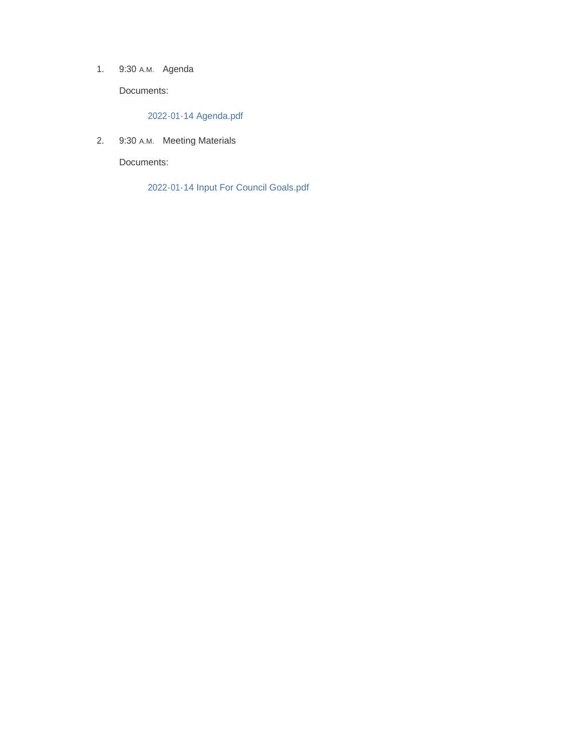1. 9:30 A.M. Agenda

   Documents:

   2022-01-14 Agenda.pdf

2. 9:30 A.M. Meeting Materials

   Documents:

   2022-01-14 Input For Council Goals.pdf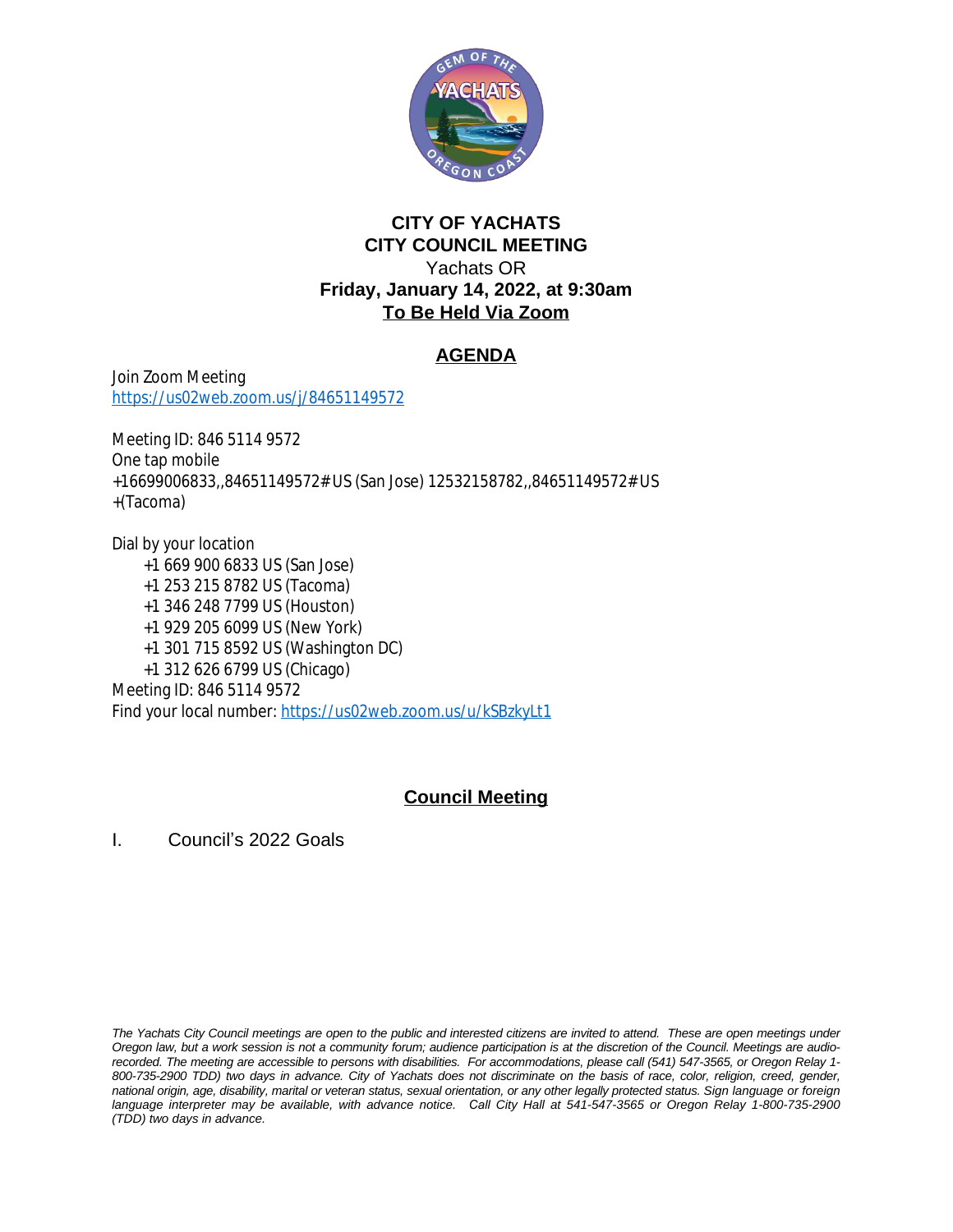# CITY OF YACHATS
# CITY COUNCIL MEETING

Yachats OR

**Friday, January 14, 2022, at 9:30am**

**To Be Held Via Zoom**

## AGENDA

Join Zoom Meeting
https://us02web.zoom.us/j/84651149572

Meeting ID: 846 5114 9572
One tap mobile
+16699006833,,84651149572# US (San Jose) 12532158782,,84651149572# US
+(Tacoma)

Dial by your location
+1 669 900 6833 US (San Jose)
+1 253 215 8782 US (Tacoma)
+1 346 248 7799 US (Houston)
+1 929 205 6099 US (New York)
+1 301 715 8592 US (Washington DC)
+1 312 626 6799 US (Chicago)
Meeting ID: 846 5114 9572
Find your local number: https://us02web.zoom.us/u/kSBzkyLt1

## Council Meeting

I. Council's 2022 Goals

*The Yachats City Council meetings are open to the public and interested citizens are invited to attend. These are open meetings under Oregon law, but a work session is not a community forum; audience participation is at the discretion of the Council. Meetings are audio-recorded. The meeting are accessible to persons with disabilities. For accommodations, please call (541) 547-3565, or Oregon Relay 1-800-735-2900 TDD) two days in advance. City of Yachats does not discriminate on the basis of race, color, religion, creed, gender, national origin, age, disability, marital or veteran status, sexual orientation, or any other legally protected status. Sign language or foreign language interpreter may be available, with advance notice. Call City Hall at 541-547-3565 or Oregon Relay 1-800-735-2900 (TDD) two days in advance.*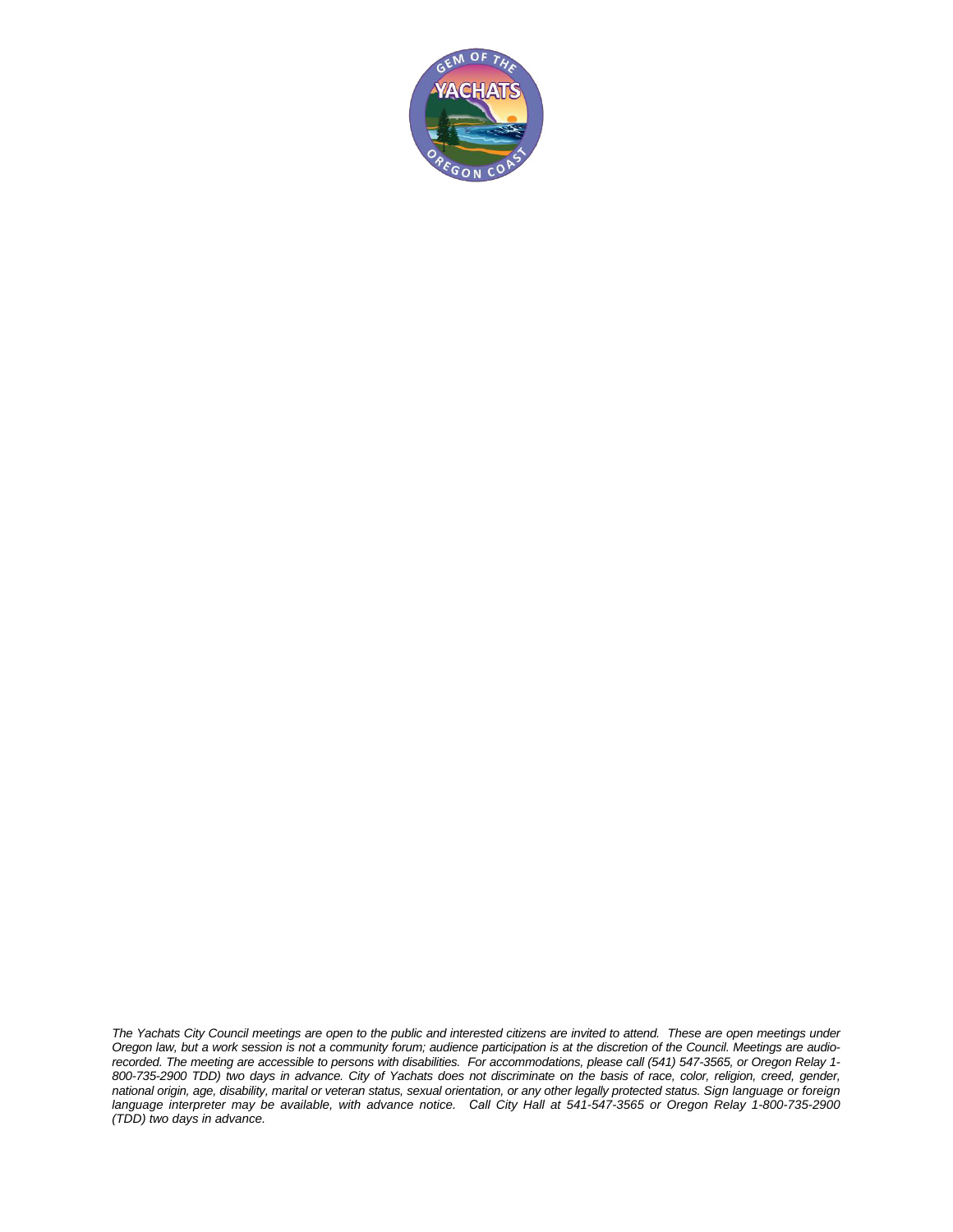*The Yachats City Council meetings are open to the public and interested citizens are invited to attend. These are open meetings under Oregon law, but a work session is not a community forum; audience participation is at the discretion of the Council. Meetings are audio-recorded. The meeting are accessible to persons with disabilities. For accommodations, please call (541) 547-3565, or Oregon Relay 1-800-735-2900 TDD) two days in advance. City of Yachats does not discriminate on the basis of race, color, religion, creed, gender, national origin, age, disability, marital or veteran status, sexual orientation, or any other legally protected status. Sign language or foreign language interpreter may be available, with advance notice. Call City Hall at 541-547-3565 or Oregon Relay 1-800-735-2900 (TDD) two days in advance.*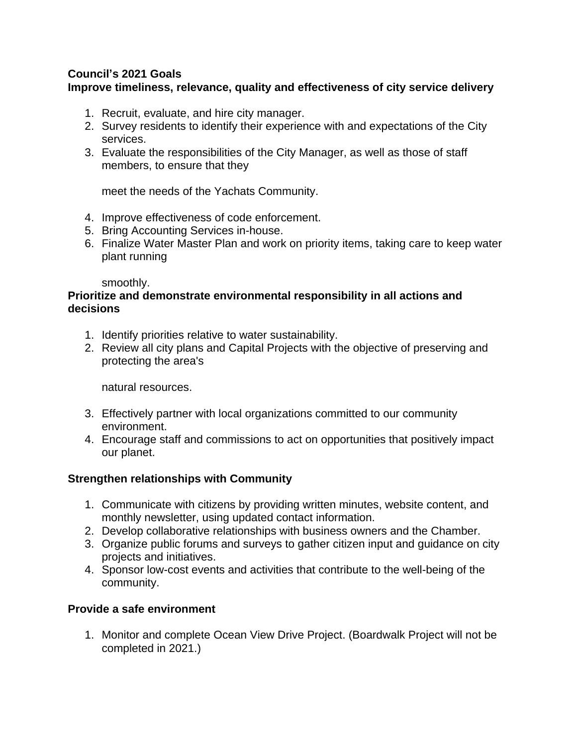**Council's 2021 Goals**

**Improve timeliness, relevance, quality and effectiveness of city service delivery**

1. Recruit, evaluate, and hire city manager.
2. Survey residents to identify their experience with and expectations of the City services.
3. Evaluate the responsibilities of the City Manager, as well as those of staff members, to ensure that they

   meet the needs of the Yachats Community.

4. Improve effectiveness of code enforcement.
5. Bring Accounting Services in-house.
6. Finalize Water Master Plan and work on priority items, taking care to keep water plant running

   smoothly.

**Prioritize and demonstrate environmental responsibility in all actions and decisions**

1. Identify priorities relative to water sustainability.
2. Review all city plans and Capital Projects with the objective of preserving and protecting the area's

   natural resources.

3. Effectively partner with local organizations committed to our community environment.
4. Encourage staff and commissions to act on opportunities that positively impact our planet.

**Strengthen relationships with Community**

1. Communicate with citizens by providing written minutes, website content, and monthly newsletter, using updated contact information.
2. Develop collaborative relationships with business owners and the Chamber.
3. Organize public forums and surveys to gather citizen input and guidance on city projects and initiatives.
4. Sponsor low-cost events and activities that contribute to the well-being of the community.

**Provide a safe environment**

1. Monitor and complete Ocean View Drive Project. (Boardwalk Project will not be completed in 2021.)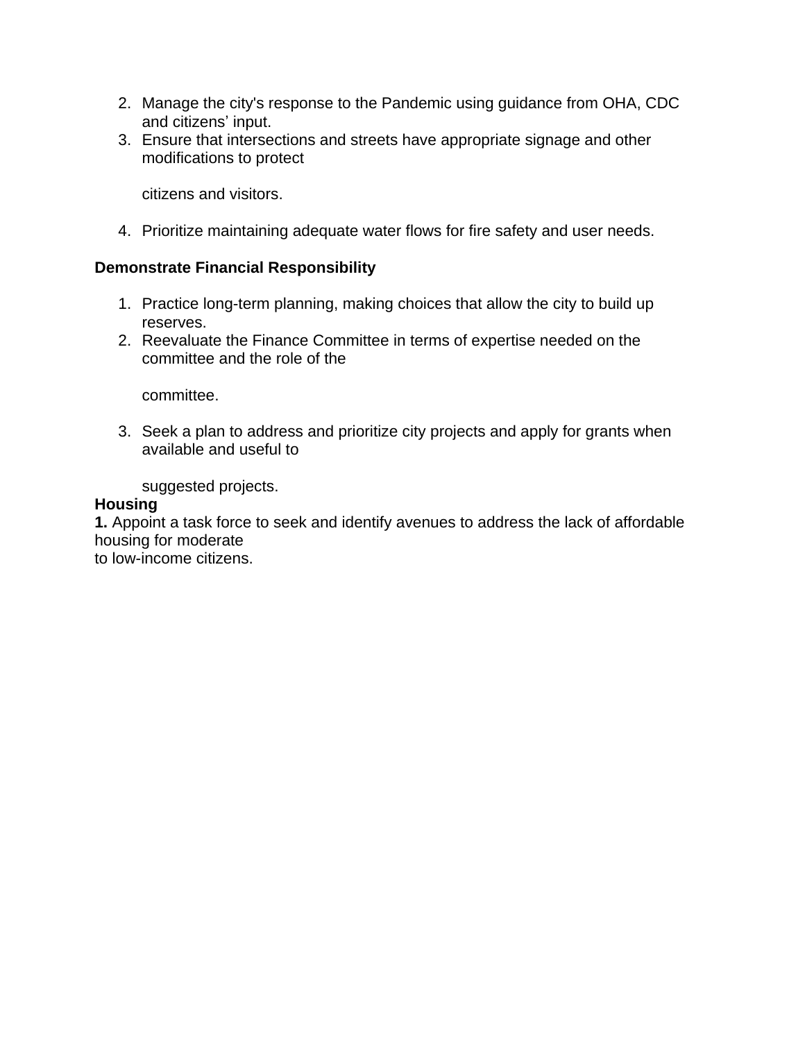2. Manage the city's response to the Pandemic using guidance from OHA, CDC and citizens' input.
3. Ensure that intersections and streets have appropriate signage and other modifications to protect citizens and visitors.
4. Prioritize maintaining adequate water flows for fire safety and user needs.

**Demonstrate Financial Responsibility**

1. Practice long-term planning, making choices that allow the city to build up reserves.
2. Reevaluate the Finance Committee in terms of expertise needed on the committee and the role of the committee.
3. Seek a plan to address and prioritize city projects and apply for grants when available and useful to suggested projects.

**Housing**

**1.** Appoint a task force to seek and identify avenues to address the lack of affordable housing for moderate to low-income citizens.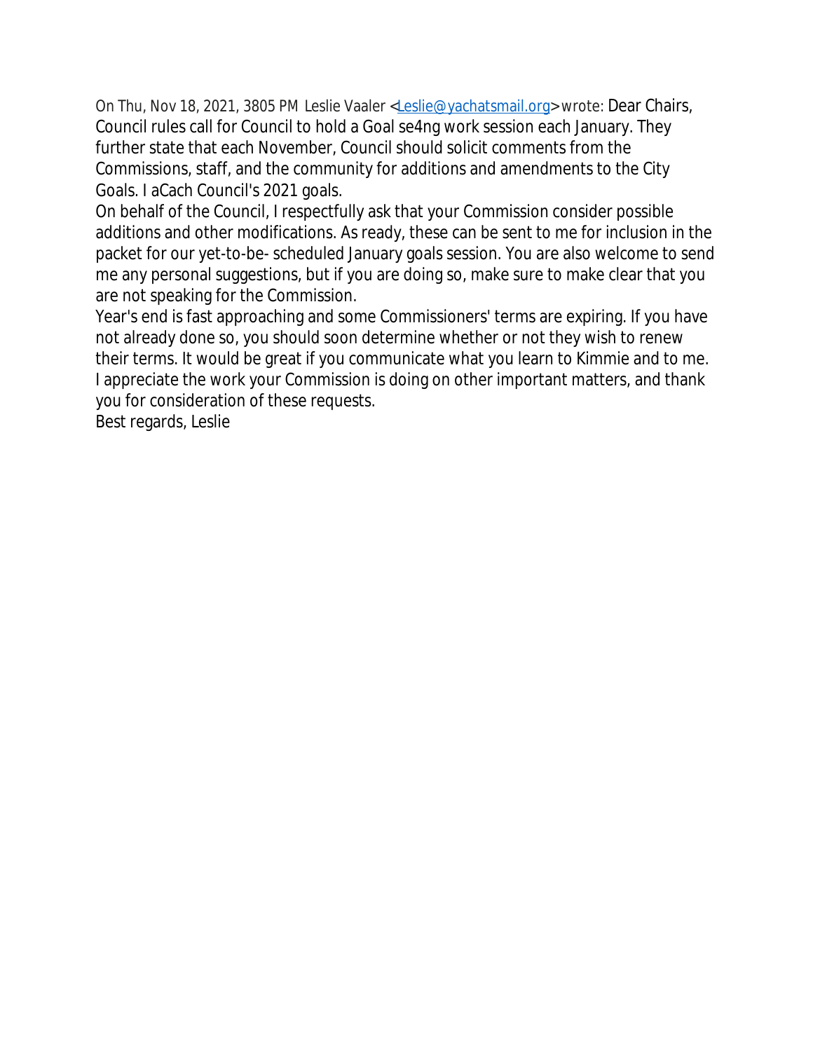On Thu, Nov 18, 2021, 3805 PM Leslie Vaaler <Leslie@yachatsmail.org> wrote: Dear Chairs, Council rules call for Council to hold a Goal se4ng work session each January. They further state that each November, Council should solicit comments from the Commissions, staff, and the community for additions and amendments to the City Goals. I aCach Council's 2021 goals.

On behalf of the Council, I respectfully ask that your Commission consider possible additions and other modifications. As ready, these can be sent to me for inclusion in the packet for our yet-to-be- scheduled January goals session. You are also welcome to send me any personal suggestions, but if you are doing so, make sure to make clear that you are not speaking for the Commission.

Year's end is fast approaching and some Commissioners' terms are expiring. If you have not already done so, you should soon determine whether or not they wish to renew their terms. It would be great if you communicate what you learn to Kimmie and to me.

I appreciate the work your Commission is doing on other important matters, and thank you for consideration of these requests.

Best regards, Leslie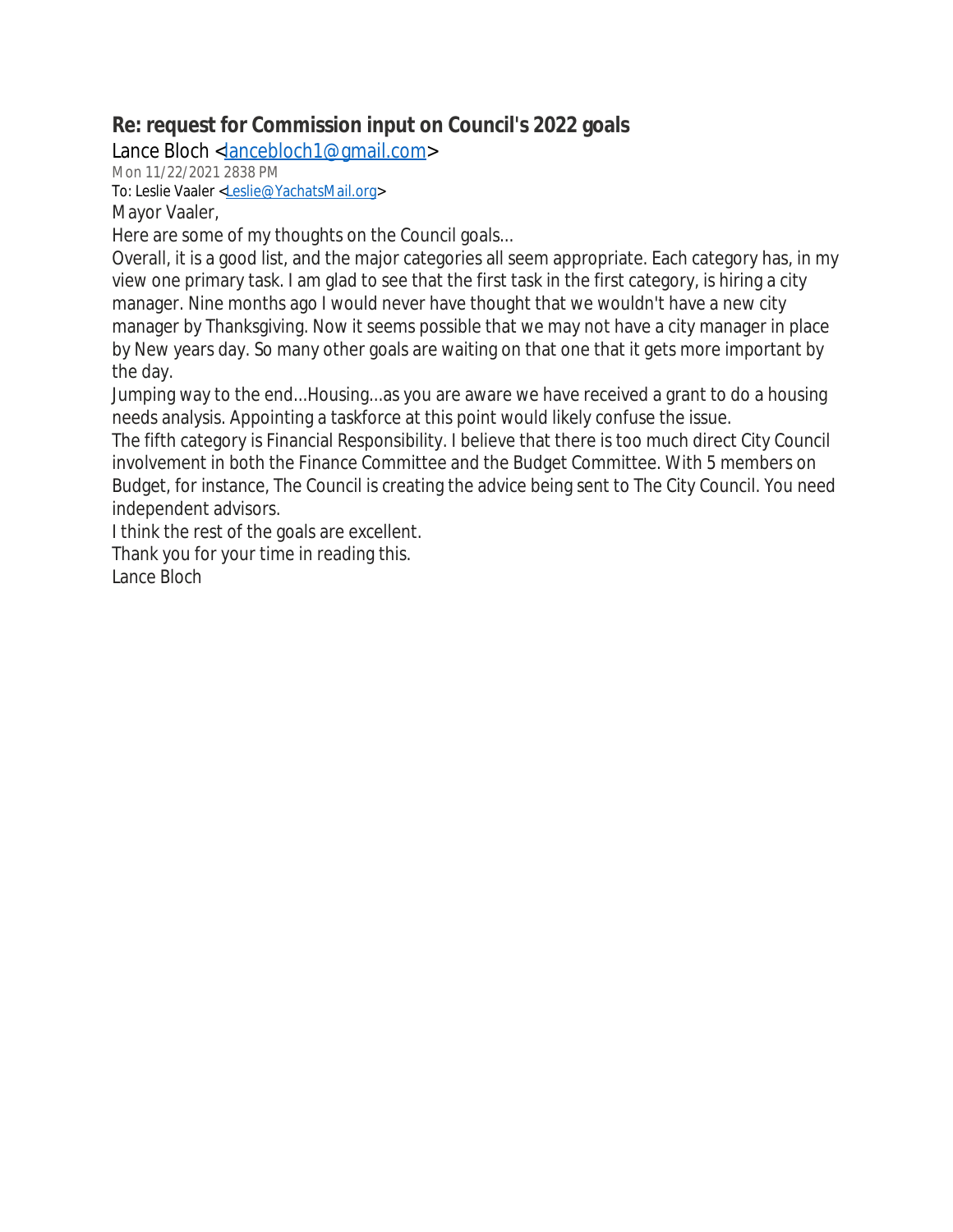## Re: request for Commission input on Council's 2022 goals

Lance Bloch <lancebloch1@gmail.com>

Mon 11/22/2021 2838 PM

To: Leslie Vaaler <Leslie@YachatsMail.org>

Mayor Vaaler,

Here are some of my thoughts on the Council goals...

Overall, it is a good list, and the major categories all seem appropriate. Each category has, in my view one primary task. I am glad to see that the first task in the first category, is hiring a city manager. Nine months ago I would never have thought that we wouldn't have a new city manager by Thanksgiving. Now it seems possible that we may not have a city manager in place by New years day. So many other goals are waiting on that one that it gets more important by the day.

Jumping way to the end...Housing...as you are aware we have received a grant to do a housing needs analysis. Appointing a taskforce at this point would likely confuse the issue.

The fifth category is Financial Responsibility. I believe that there is too much direct City Council involvement in both the Finance Committee and the Budget Committee. With 5 members on Budget, for instance, The Council is creating the advice being sent to The City Council. You need independent advisors.

I think the rest of the goals are excellent.

Thank you for your time in reading this.

Lance Bloch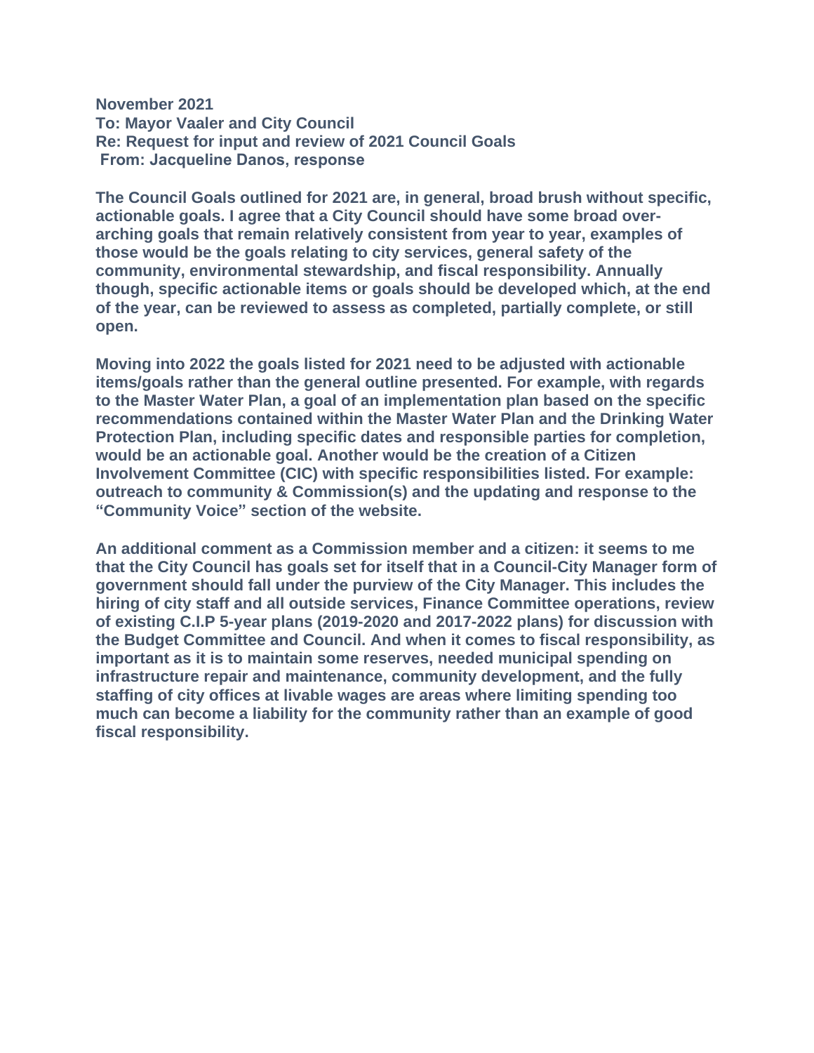**November 2021**
**To: Mayor Vaaler and City Council**
**Re: Request for input and review of 2021 Council Goals**
**From: Jacqueline Danos, response**

**The Council Goals outlined for 2021 are, in general, broad brush without specific, actionable goals. I agree that a City Council should have some broad over-arching goals that remain relatively consistent from year to year, examples of those would be the goals relating to city services, general safety of the community, environmental stewardship, and fiscal responsibility. Annually though, specific actionable items or goals should be developed which, at the end of the year, can be reviewed to assess as completed, partially complete, or still open.**

**Moving into 2022 the goals listed for 2021 need to be adjusted with actionable items/goals rather than the general outline presented. For example, with regards to the Master Water Plan, a goal of an implementation plan based on the specific recommendations contained within the Master Water Plan and the Drinking Water Protection Plan, including specific dates and responsible parties for completion, would be an actionable goal. Another would be the creation of a Citizen Involvement Committee (CIC) with specific responsibilities listed. For example: outreach to community & Commission(s) and the updating and response to the "Community Voice" section of the website.**

**An additional comment as a Commission member and a citizen: it seems to me that the City Council has goals set for itself that in a Council-City Manager form of government should fall under the purview of the City Manager. This includes the hiring of city staff and all outside services, Finance Committee operations, review of existing C.I.P 5-year plans (2019-2020 and 2017-2022 plans) for discussion with the Budget Committee and Council. And when it comes to fiscal responsibility, as important as it is to maintain some reserves, needed municipal spending on infrastructure repair and maintenance, community development, and the fully staffing of city offices at livable wages are areas where limiting spending too much can become a liability for the community rather than an example of good fiscal responsibility.**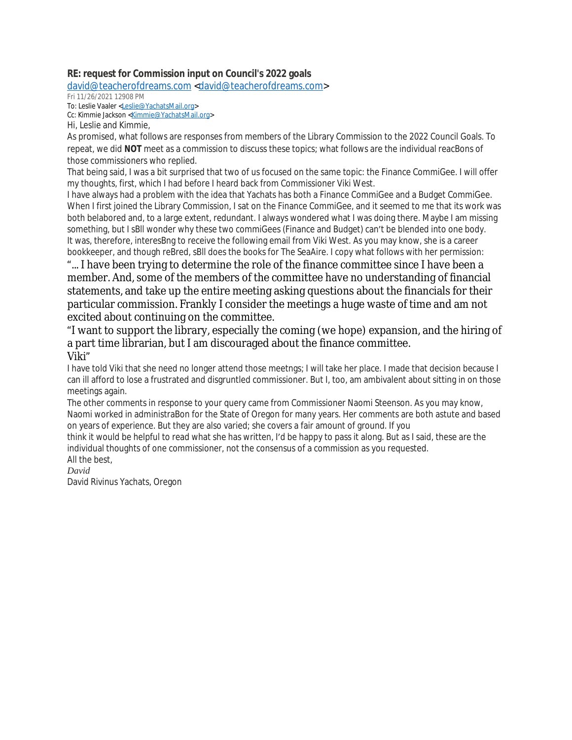**RE: request for Commission input on Council's 2022 goals**

david@teacherofdreams.com <david@teacherofdreams.com>

Fri 11/26/2021 12908 PM

To: Leslie Vaaler <Leslie@YachatsMail.org>

Cc: Kimmie Jackson <Kimmie@YachatsMail.org>

Hi, Leslie and Kimmie,

As promised, what follows are responses from members of the Library Commission to the 2022 Council Goals. To repeat, we did **NOT** meet as a commission to discuss these topics; what follows are the individual reacBons of those commissioners who replied.

That being said, I was a bit surprised that two of us focused on the same topic: the Finance CommiGee. I will offer my thoughts, first, which I had before I heard back from Commissioner Viki West.

I have always had a problem with the idea that Yachats has both a Finance CommiGee and a Budget CommiGee. When I first joined the Library Commission, I sat on the Finance CommiGee, and it seemed to me that its work was both belabored and, to a large extent, redundant. I always wondered what I was doing there. Maybe I am missing something, but I sBll wonder why these two commiGees (Finance and Budget) can't be blended into one body.

It was, therefore, interesBng to receive the following email from Viki West. As you may know, she is a career bookkeeper, and though reBred, sBll does the books for The SeaAire. I copy what follows with her permission:

"... I have been trying to determine the role of the finance committee since I have been a member. And, some of the members of the committee have no understanding of financial statements, and take up the entire meeting asking questions about the financials for their particular commission. Frankly I consider the meetings a huge waste of time and am not excited about continuing on the committee.

"I want to support the library, especially the coming (we hope) expansion, and the hiring of a part time librarian, but I am discouraged about the finance committee.

Viki"

I have told Viki that she need no longer attend those meetngs; I will take her place. I made that decision because I can ill afford to lose a frustrated and disgruntled commissioner. But I, too, am ambivalent about sitting in on those meetings again.

The other comments in response to your query came from Commissioner Naomi Steenson. As you may know, Naomi worked in administraBon for the State of Oregon for many years. Her comments are both astute and based on years of experience. But they are also varied; she covers a fair amount of ground. If you think it would be helpful to read what she has written, I'd be happy to pass it along. But as I said, these are the individual thoughts of one commissioner, not the consensus of a commission as you requested.

All the best,

*David*

David Rivinus Yachats, Oregon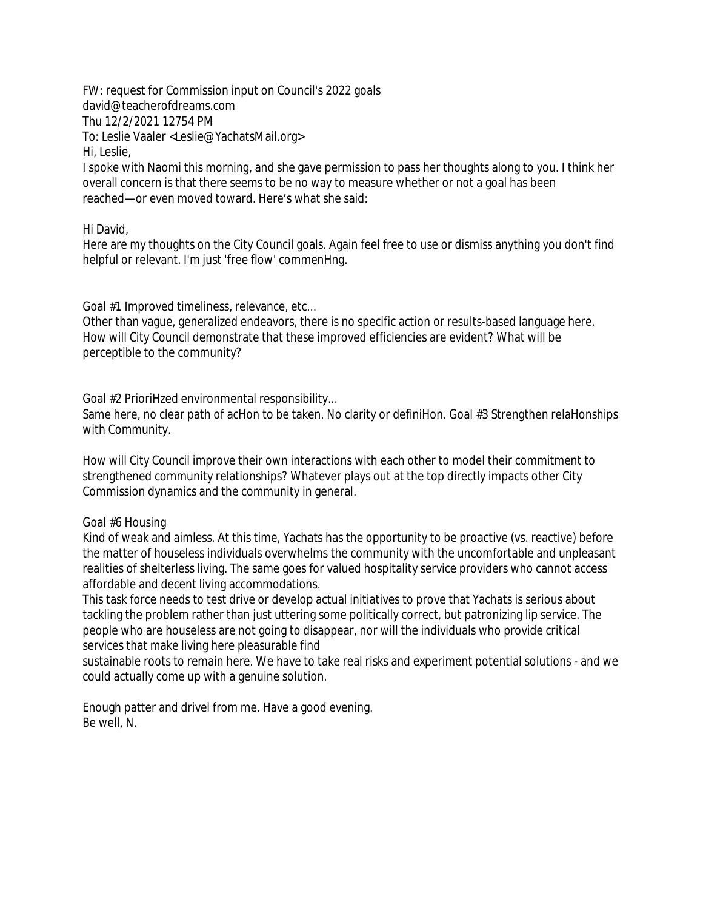FW: request for Commission input on Council's 2022 goals
david@teacherofdreams.com
Thu 12/2/2021 12754 PM
To: Leslie Vaaler <Leslie@YachatsMail.org>

Hi, Leslie,

I spoke with Naomi this morning, and she gave permission to pass her thoughts along to you. I think her overall concern is that there seems to be no way to measure whether or not a goal has been reached—or even moved toward. Here's what she said:

Hi David,

Here are my thoughts on the City Council goals. Again feel free to use or dismiss anything you don't find helpful or relevant. I'm just 'free flow' commenHng.

Goal #1 Improved timeliness, relevance, etc...

Other than vague, generalized endeavors, there is no specific action or results-based language here. How will City Council demonstrate that these improved efficiencies are evident? What will be perceptible to the community?

Goal #2 PrioriHzed environmental responsibility...

Same here, no clear path of acHon to be taken. No clarity or definiHon. Goal #3 Strengthen relaHonships with Community.

How will City Council improve their own interactions with each other to model their commitment to strengthened community relationships? Whatever plays out at the top directly impacts other City Commission dynamics and the community in general.

Goal #6 Housing

Kind of weak and aimless. At this time, Yachats has the opportunity to be proactive (vs. reactive) before the matter of houseless individuals overwhelms the community with the uncomfortable and unpleasant realities of shelterless living. The same goes for valued hospitality service providers who cannot access affordable and decent living accommodations.

This task force needs to test drive or develop actual initiatives to prove that Yachats is serious about tackling the problem rather than just uttering some politically correct, but patronizing lip service. The people who are houseless are not going to disappear, nor will the individuals who provide critical services that make living here pleasurable find sustainable roots to remain here. We have to take real risks and experiment potential solutions - and we could actually come up with a genuine solution.

Enough patter and drivel from me. Have a good evening.

Be well, N.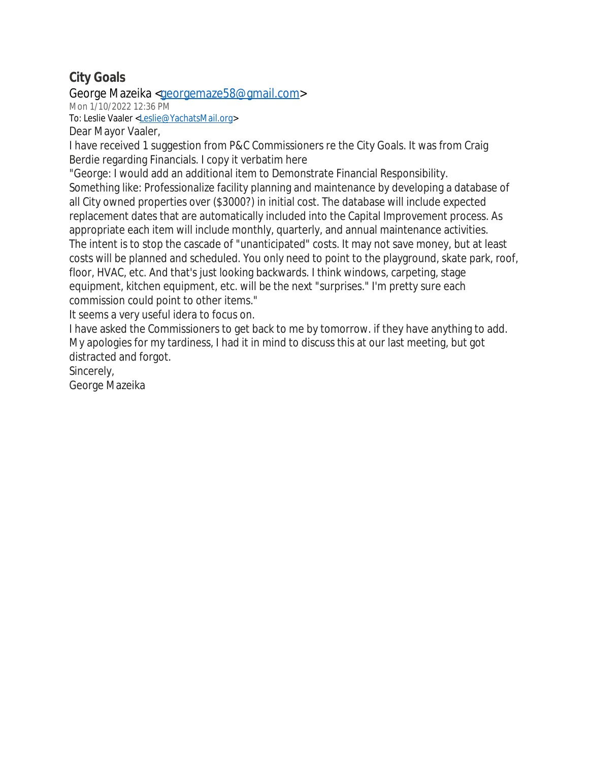## City Goals

George Mazeika <georgemaze58@gmail.com>

Mon 1/10/2022 12:36 PM

To: Leslie Vaaler <Leslie@YachatsMail.org>

Dear Mayor Vaaler,

I have received 1 suggestion from P&C Commissioners re the City Goals. It was from Craig Berdie regarding Financials. I copy it verbatim here

"George: I would add an additional item to Demonstrate Financial Responsibility.

Something like: Professionalize facility planning and maintenance by developing a database of all City owned properties over ($3000?) in initial cost. The database will include expected replacement dates that are automatically included into the Capital Improvement process. As appropriate each item will include monthly, quarterly, and annual maintenance activities.

The intent is to stop the cascade of "unanticipated" costs. It may not save money, but at least costs will be planned and scheduled. You only need to point to the playground, skate park, roof, floor, HVAC, etc. And that's just looking backwards. I think windows, carpeting, stage equipment, kitchen equipment, etc. will be the next "surprises." I'm pretty sure each commission could point to other items."

It seems a very useful idera to focus on.

I have asked the Commissioners to get back to me by tomorrow. if they have anything to add.

My apologies for my tardiness, I had it in mind to discuss this at our last meeting, but got distracted and forgot.

Sincerely,

George Mazeika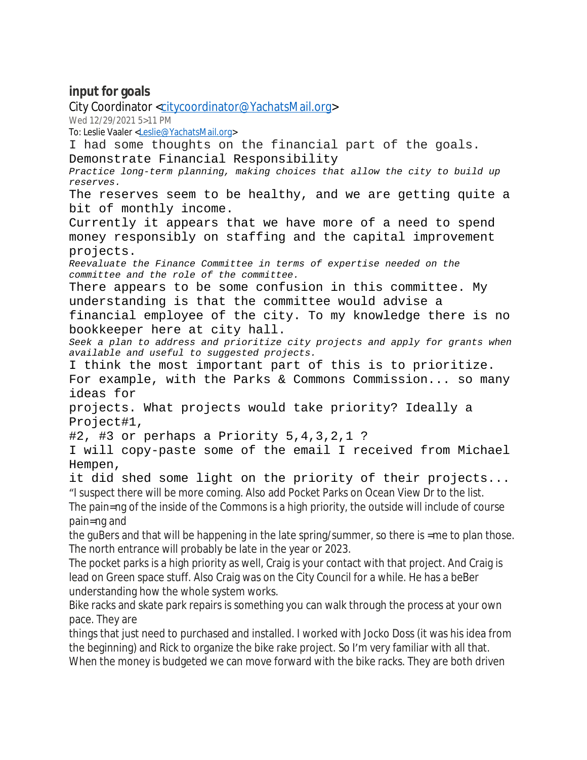**input for goals**

City Coordinator <citycoordinator@YachatsMail.org>

Wed 12/29/2021 5>11 PM

To: Leslie Vaaler <Leslie@YachatsMail.org>

I had some thoughts on the financial part of the goals.

Demonstrate Financial Responsibility

*Practice long-term planning, making choices that allow the city to build up reserves.*

The reserves seem to be healthy, and we are getting quite a bit of monthly income.

Currently it appears that we have more of a need to spend money responsibly on staffing and the capital improvement projects.

*Reevaluate the Finance Committee in terms of expertise needed on the committee and the role of the committee.*

There appears to be some confusion in this committee. My understanding is that the committee would advise a financial employee of the city. To my knowledge there is no bookkeeper here at city hall.

*Seek a plan to address and prioritize city projects and apply for grants when available and useful to suggested projects.*

I think the most important part of this is to prioritize. For example, with the Parks & Commons Commission... so many ideas for projects. What projects would take priority? Ideally a Project#1, #2, #3 or perhaps a Priority 5,4,3,2,1 ?

I will copy-paste some of the email I received from Michael Hempen, it did shed some light on the priority of their projects...

"I suspect there will be more coming. Also add Pocket Parks on Ocean View Dr to the list.
The pain=ng of the inside of the Commons is a high priority, the outside will include of course pain=ng and the guBers and that will be happening in the late spring/summer, so there is =me to plan those.
The north entrance will probably be late in the year or 2023.
The pocket parks is a high priority as well, Craig is your contact with that project. And Craig is lead on Green space stuff. Also Craig was on the City Council for a while. He has a beBer understanding how the whole system works.
Bike racks and skate park repairs is something you can walk through the process at your own pace. They are things that just need to purchased and installed. I worked with Jocko Doss (it was his idea from the beginning) and Rick to organize the bike rake project. So I'm very familiar with all that.
When the money is budgeted we can move forward with the bike racks. They are both driven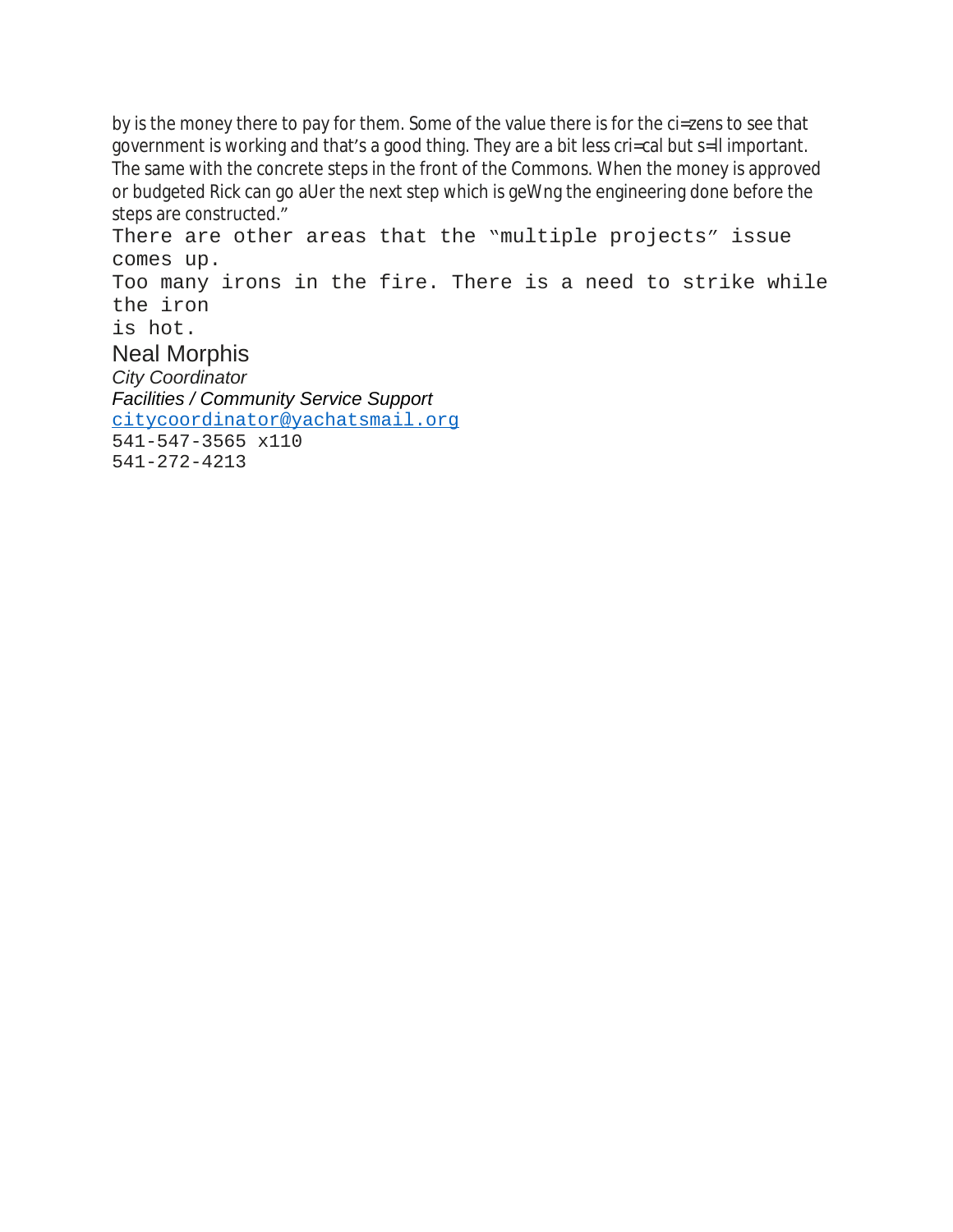by is the money there to pay for them. Some of the value there is for the ci=zens to see that government is working and that's a good thing. They are a bit less cri=cal but s=ll important. The same with the concrete steps in the front of the Commons. When the money is approved or budgeted Rick can go aUer the next step which is geWng the engineering done before the steps are constructed."

There are other areas that the "multiple projects" issue comes up.

Too many irons in the fire. There is a need to strike while the iron is hot.

Neal Morphis
*City Coordinator*
*Facilities / Community Service Support*
citycoordinator@yachatsmail.org
541-547-3565 x110
541-272-4213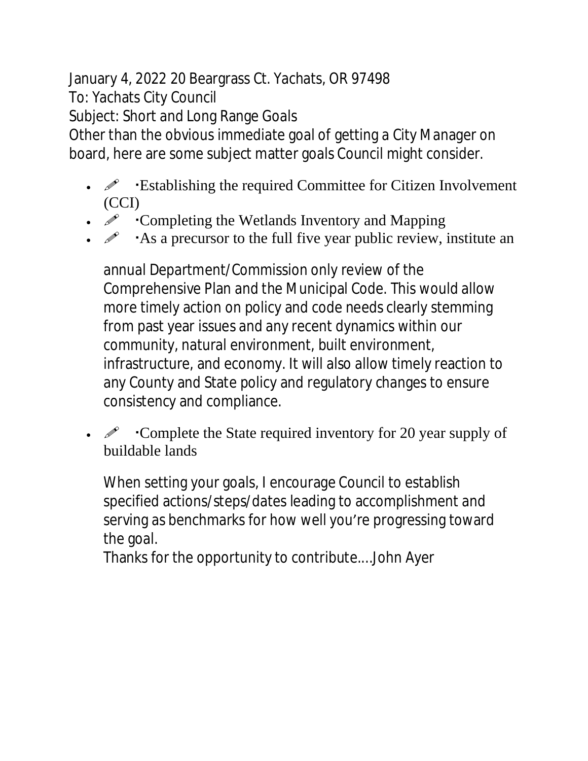January 4, 2022 20 Beargrass Ct. Yachats, OR 97498

To: Yachats City Council

Subject: Short and Long Range Goals

Other than the obvious immediate goal of getting a City Manager on board, here are some subject matter goals Council might consider.

- ✐ ·Establishing the required Committee for Citizen Involvement (CCI)
- ✐ ·Completing the Wetlands Inventory and Mapping
- ✐ ·As a precursor to the full five year public review, institute an

  annual Department/Commission only review of the Comprehensive Plan and the Municipal Code. This would allow more timely action on policy and code needs clearly stemming from past year issues and any recent dynamics within our community, natural environment, built environment, infrastructure, and economy. It will also allow timely reaction to any County and State policy and regulatory changes to ensure consistency and compliance.

- ✐ ·Complete the State required inventory for 20 year supply of buildable lands

  When setting your goals, I encourage Council to establish specified actions/steps/dates leading to accomplishment and serving as benchmarks for how well you're progressing toward the goal.

  Thanks for the opportunity to contribute....John Ayer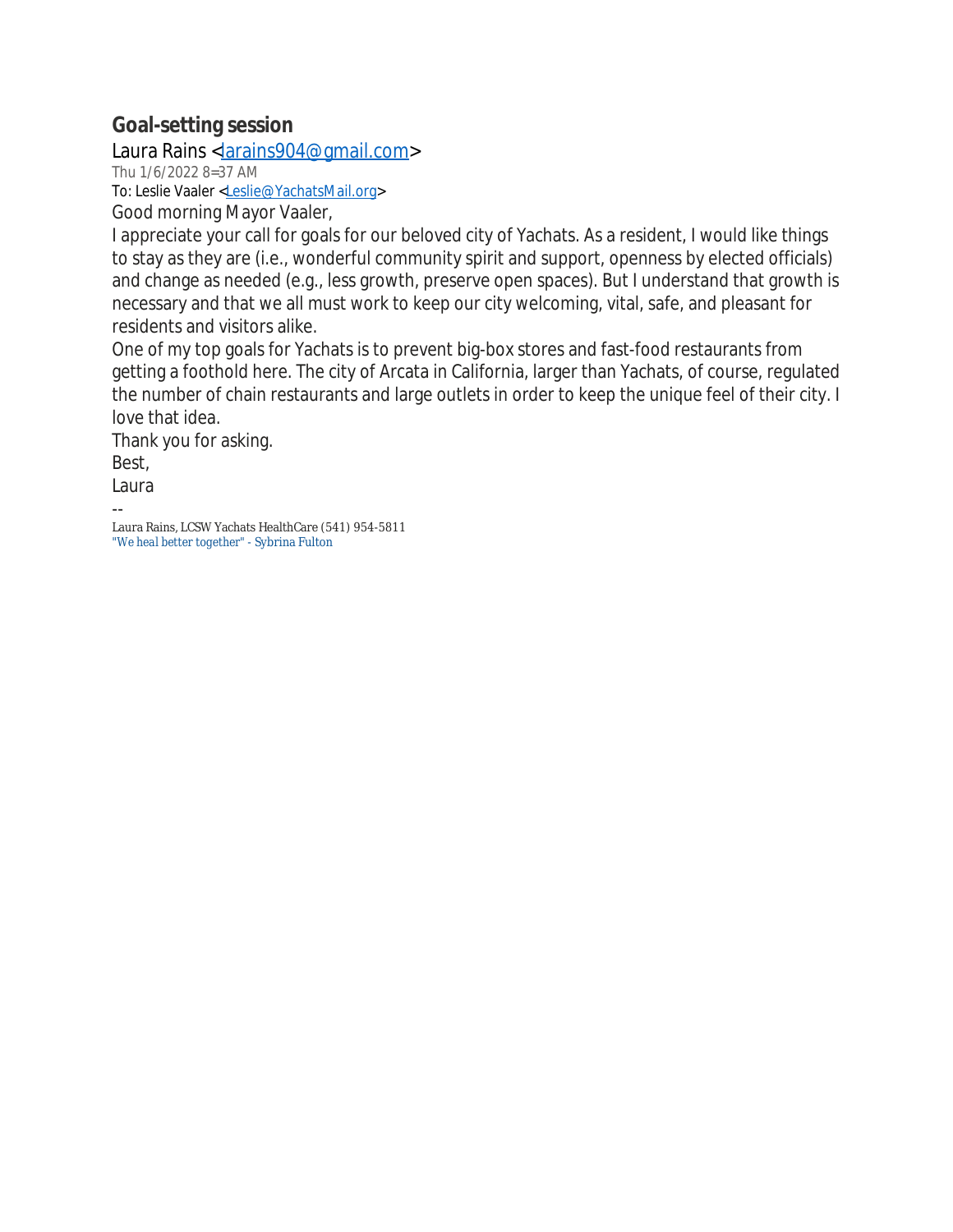# Goal-setting session

Laura Rains <larains904@gmail.com>

Thu 1/6/2022 8=37 AM

To: Leslie Vaaler <Leslie@YachatsMail.org>

Good morning Mayor Vaaler,

I appreciate your call for goals for our beloved city of Yachats. As a resident, I would like things to stay as they are (i.e., wonderful community spirit and support, openness by elected officials) and change as needed (e.g., less growth, preserve open spaces). But I understand that growth is necessary and that we all must work to keep our city welcoming, vital, safe, and pleasant for residents and visitors alike.

One of my top goals for Yachats is to prevent big-box stores and fast-food restaurants from getting a foothold here. The city of Arcata in California, larger than Yachats, of course, regulated the number of chain restaurants and large outlets in order to keep the unique feel of their city. I love that idea.

Thank you for asking.

Best,

Laura

--

Laura Rains, LCSW Yachats HealthCare (541) 954-5811

"We heal better together" - Sybrina Fulton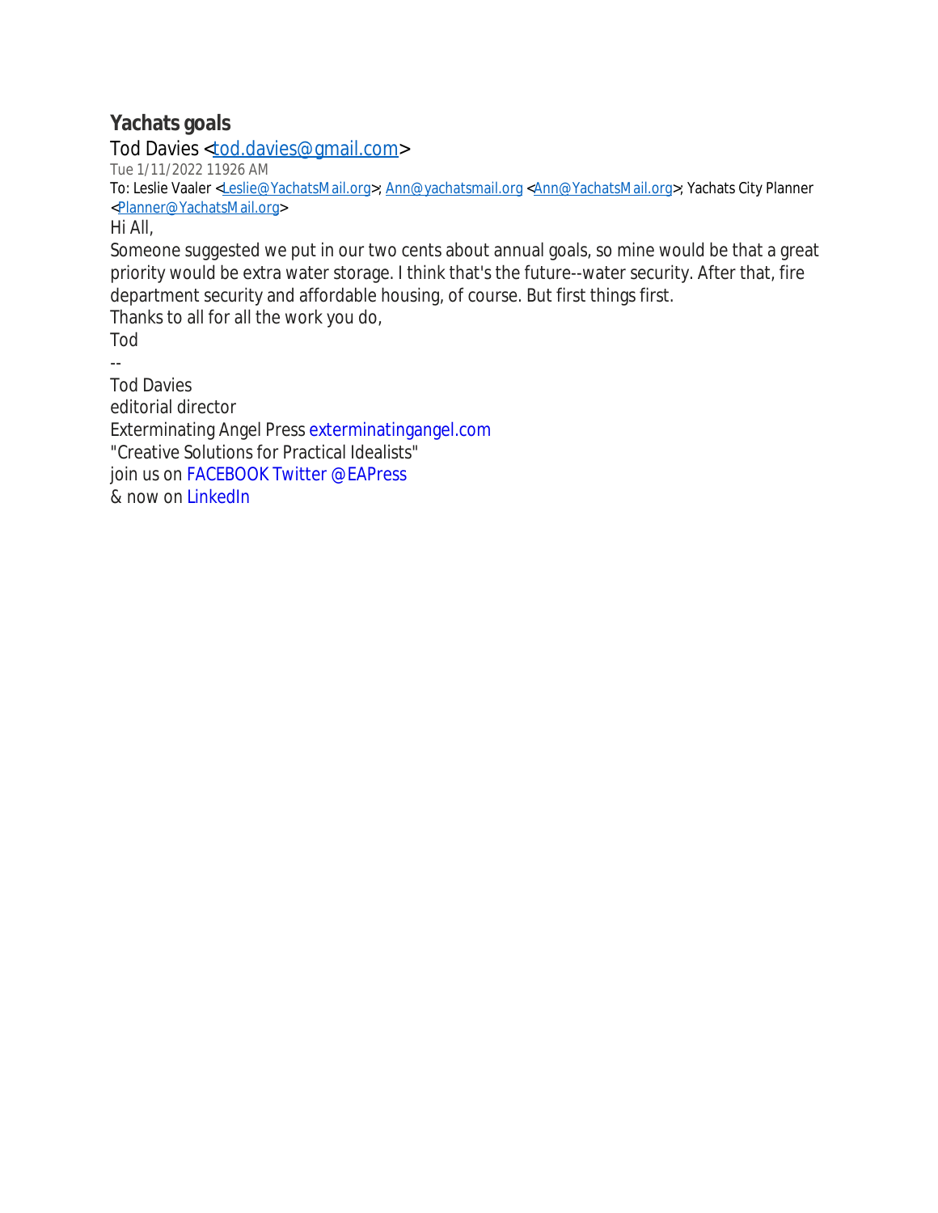## Yachats goals

Tod Davies <tod.davies@gmail.com>

Tue 1/11/2022 11926 AM

To: Leslie Vaaler <Leslie@YachatsMail.org>; Ann@yachatsmail.org <Ann@YachatsMail.org>; Yachats City Planner <Planner@YachatsMail.org>

Hi All,

Someone suggested we put in our two cents about annual goals, so mine would be that a great priority would be extra water storage. I think that's the future--water security. After that, fire department security and affordable housing, of course. But first things first.

Thanks to all for all the work you do,

Tod

--

Tod Davies

editorial director

Exterminating Angel Press exterminatingangel.com

"Creative Solutions for Practical Idealists"

join us on FACEBOOK Twitter @EAPress

& now on LinkedIn